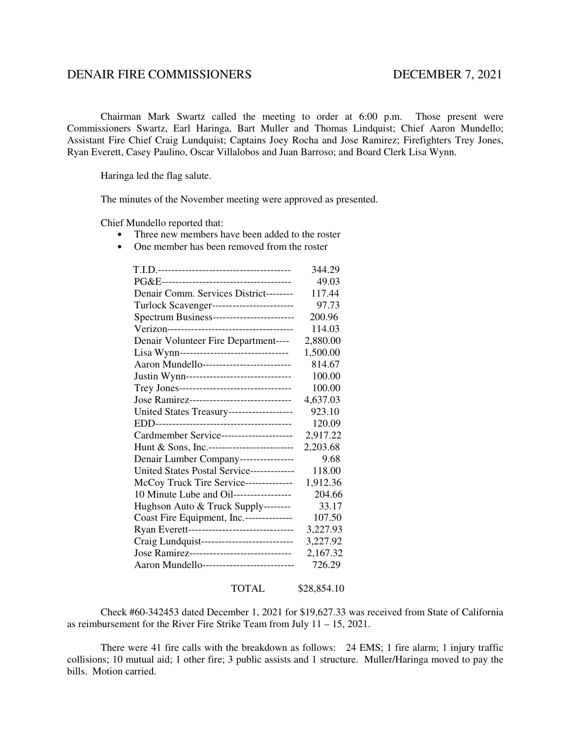# DENAIR FIRE COMMISSIONERS — DECEMBER 7, 2021

Chairman Mark Swartz called the meeting to order at 6:00 p.m. Those present were Commissioners Swartz, Earl Haringa, Bart Muller and Thomas Lindquist; Chief Aaron Mundello; Assistant Fire Chief Craig Lundquist; Captains Joey Rocha and Jose Ramirez; Firefighters Trey Jones, Ryan Everett, Casey Paulino, Oscar Villalobos and Juan Barroso; and Board Clerk Lisa Wynn.

Haringa led the flag salute.

The minutes of the November meeting were approved as presented.

Chief Mundello reported that:

- Three new members have been added to the roster
- One member has been removed from the roster

| Payee | Amount |
|---|---|
| T.I.D. | 344.29 |
| PG&E | 49.03 |
| Denair Comm. Services District | 117.44 |
| Turlock Scavenger | 97.73 |
| Spectrum Business | 200.96 |
| Verizon | 114.03 |
| Denair Volunteer Fire Department | 2,880.00 |
| Lisa Wynn | 1,500.00 |
| Aaron Mundello | 814.67 |
| Justin Wynn | 100.00 |
| Trey Jones | 100.00 |
| Jose Ramirez | 4,637.03 |
| United States Treasury | 923.10 |
| EDD | 120.09 |
| Cardmember Service | 2,917.22 |
| Hunt & Sons, Inc. | 2,203.68 |
| Denair Lumber Company | 9.68 |
| United States Postal Service | 118.00 |
| McCoy Truck Tire Service | 1,912.36 |
| 10 Minute Lube and Oil | 204.66 |
| Hughson Auto & Truck Supply | 33.17 |
| Coast Fire Equipment, Inc. | 107.50 |
| Ryan Everett | 3,227.93 |
| Craig Lundquist | 3,227.92 |
| Jose Ramirez | 2,167.32 |
| Aaron Mundello | 726.29 |
| TOTAL | $28,854.10 |

Check #60-342453 dated December 1, 2021 for $19,627.33 was received from State of California as reimbursement for the River Fire Strike Team from July 11 – 15, 2021.

There were 41 fire calls with the breakdown as follows: 24 EMS; 1 fire alarm; 1 injury traffic collisions; 10 mutual aid; 1 other fire; 3 public assists and 1 structure. Muller/Haringa moved to pay the bills. Motion carried.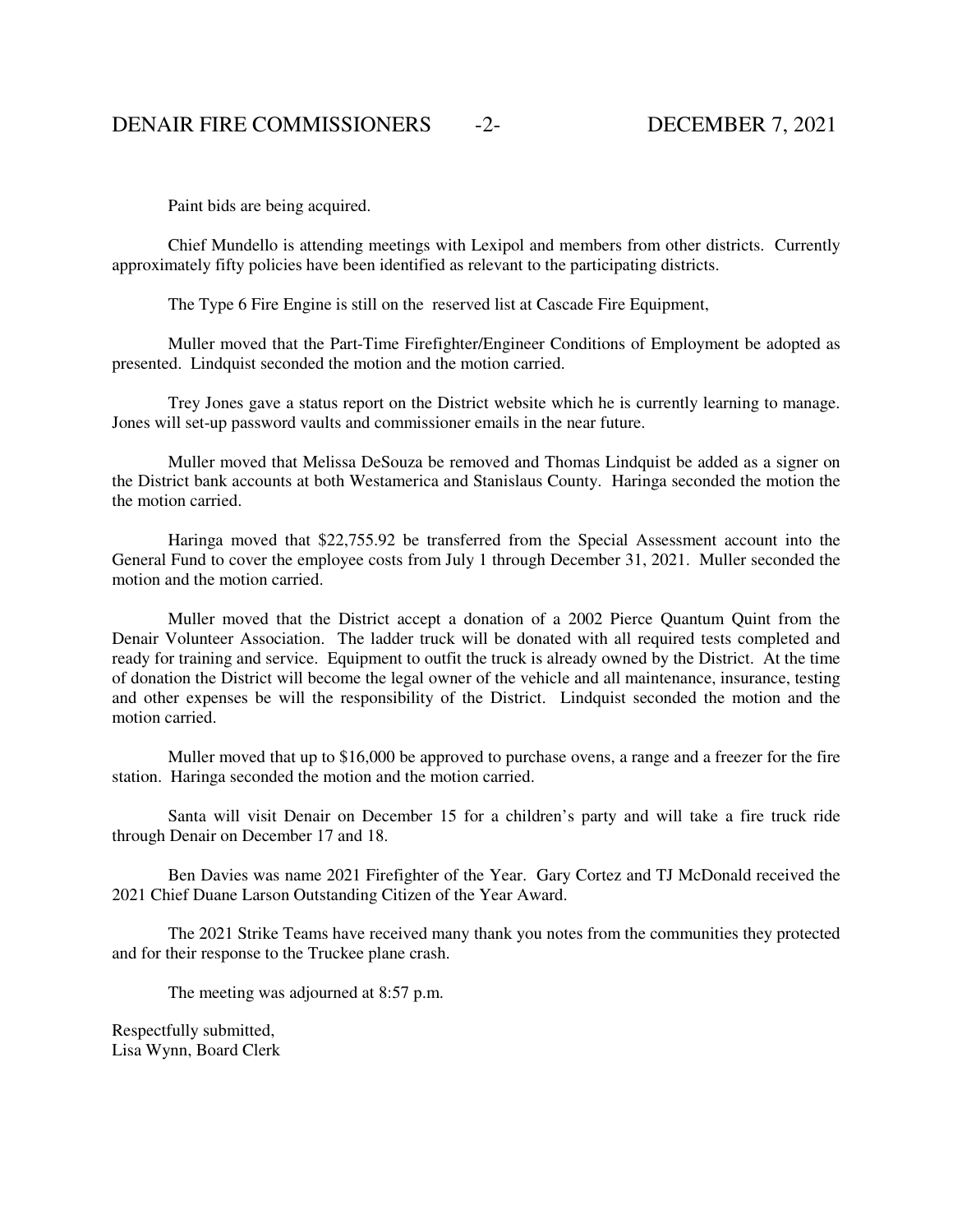Paint bids are being acquired.

Chief Mundello is attending meetings with Lexipol and members from other districts. Currently approximately fifty policies have been identified as relevant to the participating districts.

The Type 6 Fire Engine is still on the reserved list at Cascade Fire Equipment,

Muller moved that the Part-Time Firefighter/Engineer Conditions of Employment be adopted as presented. Lindquist seconded the motion and the motion carried.

Trey Jones gave a status report on the District website which he is currently learning to manage. Jones will set-up password vaults and commissioner emails in the near future.

Muller moved that Melissa DeSouza be removed and Thomas Lindquist be added as a signer on the District bank accounts at both Westamerica and Stanislaus County. Haringa seconded the motion the the motion carried.

Haringa moved that $22,755.92 be transferred from the Special Assessment account into the General Fund to cover the employee costs from July 1 through December 31, 2021. Muller seconded the motion and the motion carried.

Muller moved that the District accept a donation of a 2002 Pierce Quantum Quint from the Denair Volunteer Association. The ladder truck will be donated with all required tests completed and ready for training and service. Equipment to outfit the truck is already owned by the District. At the time of donation the District will become the legal owner of the vehicle and all maintenance, insurance, testing and other expenses be will the responsibility of the District. Lindquist seconded the motion and the motion carried.

Muller moved that up to $16,000 be approved to purchase ovens, a range and a freezer for the fire station. Haringa seconded the motion and the motion carried.

Santa will visit Denair on December 15 for a children's party and will take a fire truck ride through Denair on December 17 and 18.

Ben Davies was name 2021 Firefighter of the Year. Gary Cortez and TJ McDonald received the 2021 Chief Duane Larson Outstanding Citizen of the Year Award.

The 2021 Strike Teams have received many thank you notes from the communities they protected and for their response to the Truckee plane crash.

The meeting was adjourned at 8:57 p.m.

Respectfully submitted,
Lisa Wynn, Board Clerk